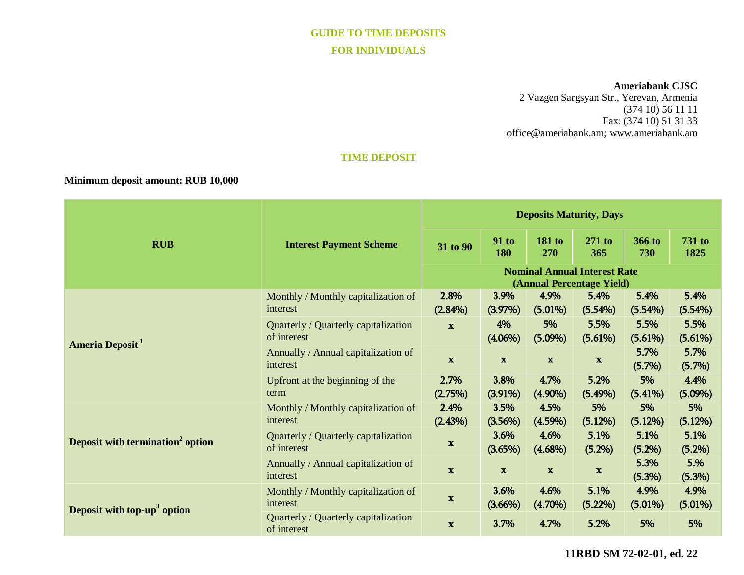## GUIDE TO TIME DEPOSITS

## FOR INDIVIDUALS

**Ameriabank CJSC**
2 Vazgen Sargsyan Str., Yerevan, Armenia
(374 10) 56 11 11
Fax: (374 10) 51 31 33
office@ameriabank.am; www.ameriabank.am

### TIME DEPOSIT

**Minimum deposit amount: RUB 10,000**

| RUB | Interest Payment Scheme | Deposits Maturity, Days | | | | | |
|---|---|---|---|---|---|---|---|
| | | 31 to 90 | 91 to 180 | 181 to 270 | 271 to 365 | 366 to 730 | 731 to 1825 |
| | | Nominal Annual Interest Rate (Annual Percentage Yield) | | | | | |
| Ameria Deposit[1] | Monthly / Monthly capitalization of interest | 2.8% (2.84%) | 3.9% (3.97%) | 4.9% (5.01%) | 5.4% (5.54%) | 5.4% (5.54%) | 5.4% (5.54%) |
| | Quarterly / Quarterly capitalization of interest | x | 4% (4.06%) | 5% (5.09%) | 5.5% (5.61%) | 5.5% (5.61%) | 5.5% (5.61%) |
| | Annually / Annual capitalization of interest | x | x | x | x | 5.7% (5.7%) | 5.7% (5.7%) |
| | Upfront at the beginning of the term | 2.7% (2.75%) | 3.8% (3.91%) | 4.7% (4.90%) | 5.2% (5.49%) | 5% (5.41%) | 4.4% (5.09%) |
| Deposit with termination[2] option | Monthly / Monthly capitalization of interest | 2.4% (2.43%) | 3.5% (3.56%) | 4.5% (4.59%) | 5% (5.12%) | 5% (5.12%) | 5% (5.12%) |
| | Quarterly / Quarterly capitalization of interest | x | 3.6% (3.65%) | 4.6% (4.68%) | 5.1% (5.2%) | 5.1% (5.2%) | 5.1% (5.2%) |
| | Annually / Annual capitalization of interest | x | x | x | x | 5.3% (5.3%) | 5.% (5.3%) |
| Deposit with top-up[3] option | Monthly / Monthly capitalization of interest | x | 3.6% (3.66%) | 4.6% (4.70%) | 5.1% (5.22%) | 4.9% (5.01%) | 4.9% (5.01%) |
| | Quarterly / Quarterly capitalization of interest | x | 3.7% | 4.7% | 5.2% | 5% | 5% |

11RBD SM 72-02-01, ed. 22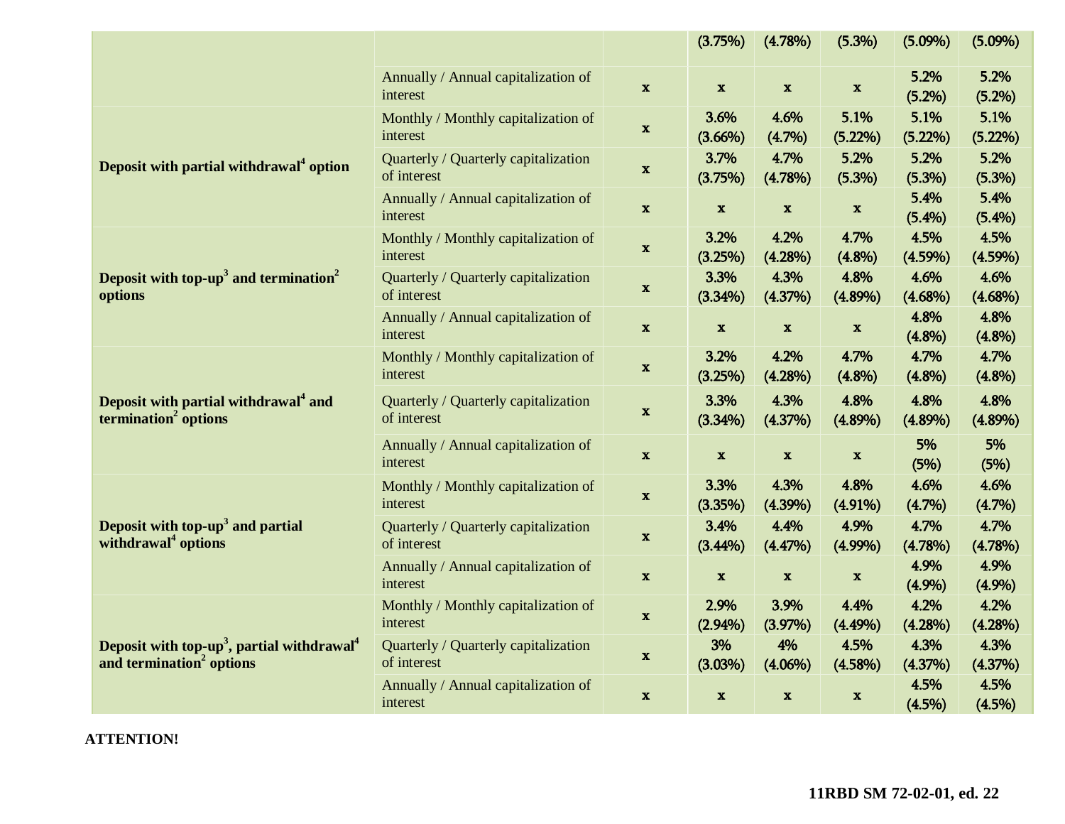| | | | | | | | |
|---|---|---|---|---|---|---|---|
| | | | (3.75%) | (4.78%) | (5.3%) | (5.09%) | (5.09%) |
| | Annually / Annual capitalization of interest | x | x | x | x | 5.2% (5.2%) | 5.2% (5.2%) |
| **Deposit with partial withdrawal[4] option** | Monthly / Monthly capitalization of interest | x | 3.6% (3.66%) | 4.6% (4.7%) | 5.1% (5.22%) | 5.1% (5.22%) | 5.1% (5.22%) |
| | Quarterly / Quarterly capitalization of interest | x | 3.7% (3.75%) | 4.7% (4.78%) | 5.2% (5.3%) | 5.2% (5.3%) | 5.2% (5.3%) |
| | Annually / Annual capitalization of interest | x | x | x | x | 5.4% (5.4%) | 5.4% (5.4%) |
| **Deposit with top-up[3] and termination[2] options** | Monthly / Monthly capitalization of interest | x | 3.2% (3.25%) | 4.2% (4.28%) | 4.7% (4.8%) | 4.5% (4.59%) | 4.5% (4.59%) |
| | Quarterly / Quarterly capitalization of interest | x | 3.3% (3.34%) | 4.3% (4.37%) | 4.8% (4.89%) | 4.6% (4.68%) | 4.6% (4.68%) |
| | Annually / Annual capitalization of interest | x | x | x | x | 4.8% (4.8%) | 4.8% (4.8%) |
| **Deposit with partial withdrawal[4] and termination[2] options** | Monthly / Monthly capitalization of interest | x | 3.2% (3.25%) | 4.2% (4.28%) | 4.7% (4.8%) | 4.7% (4.8%) | 4.7% (4.8%) |
| | Quarterly / Quarterly capitalization of interest | x | 3.3% (3.34%) | 4.3% (4.37%) | 4.8% (4.89%) | 4.8% (4.89%) | 4.8% (4.89%) |
| | Annually / Annual capitalization of interest | x | x | x | x | 5% (5%) | 5% (5%) |
| **Deposit with top-up[3] and partial withdrawal[4] options** | Monthly / Monthly capitalization of interest | x | 3.3% (3.35%) | 4.3% (4.39%) | 4.8% (4.91%) | 4.6% (4.7%) | 4.6% (4.7%) |
| | Quarterly / Quarterly capitalization of interest | x | 3.4% (3.44%) | 4.4% (4.47%) | 4.9% (4.99%) | 4.7% (4.78%) | 4.7% (4.78%) |
| | Annually / Annual capitalization of interest | x | x | x | x | 4.9% (4.9%) | 4.9% (4.9%) |
| **Deposit with top-up[3], partial withdrawal[4] and termination[2] options** | Monthly / Monthly capitalization of interest | x | 2.9% (2.94%) | 3.9% (3.97%) | 4.4% (4.49%) | 4.2% (4.28%) | 4.2% (4.28%) |
| | Quarterly / Quarterly capitalization of interest | x | 3% (3.03%) | 4% (4.06%) | 4.5% (4.58%) | 4.3% (4.37%) | 4.3% (4.37%) |
| | Annually / Annual capitalization of interest | x | x | x | x | 4.5% (4.5%) | 4.5% (4.5%) |

**ATTENTION!**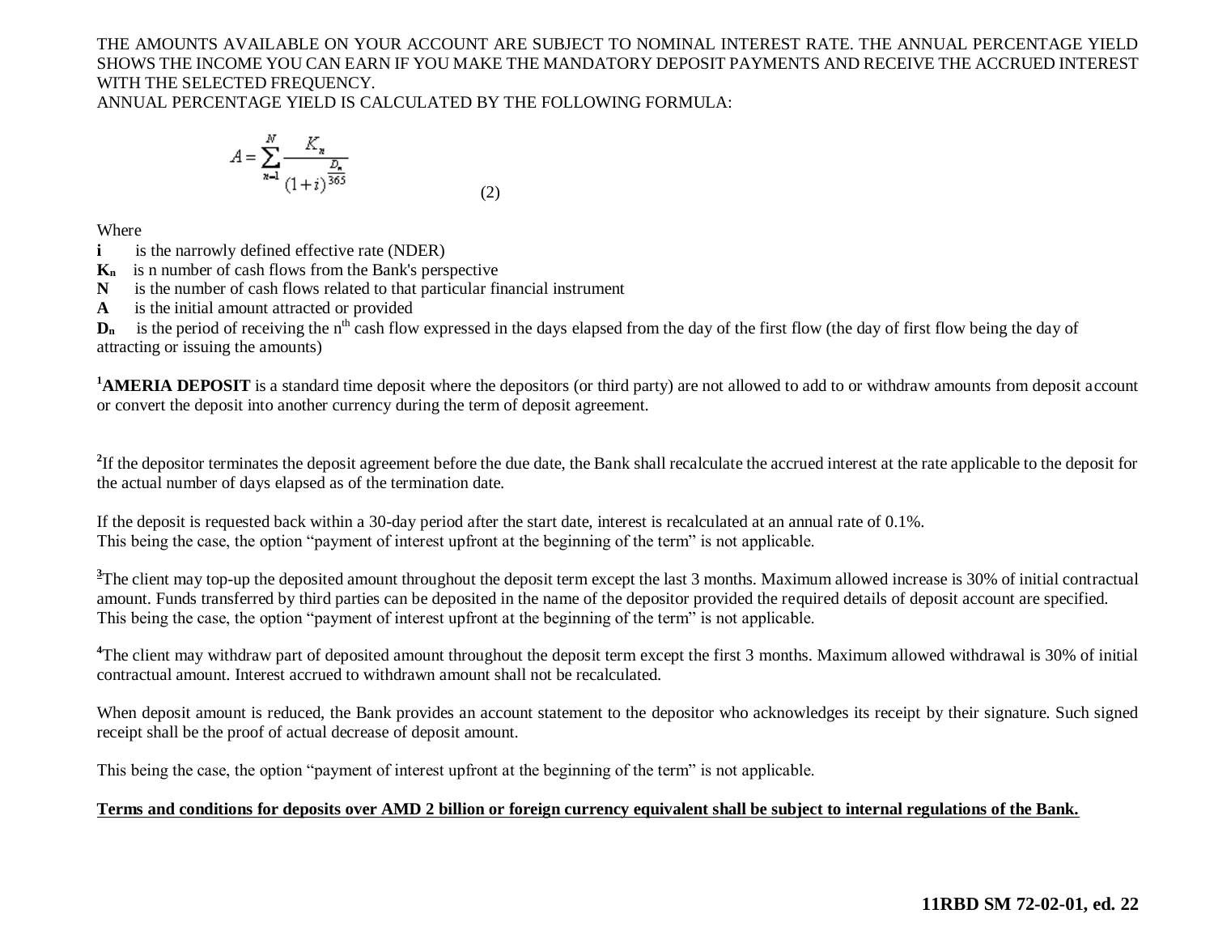THE AMOUNTS AVAILABLE ON YOUR ACCOUNT ARE SUBJECT TO NOMINAL INTEREST RATE. THE ANNUAL PERCENTAGE YIELD SHOWS THE INCOME YOU CAN EARN IF YOU MAKE THE MANDATORY DEPOSIT PAYMENTS AND RECEIVE THE ACCRUED INTEREST WITH THE SELECTED FREQUENCY.

ANNUAL PERCENTAGE YIELD IS CALCULATED BY THE FOLLOWING FORMULA:

$$A = \sum_{n=1}^{N} \frac{K_n}{(1+i)^{\frac{D_n}{365}}} \qquad (2)$$

Where

**i** is the narrowly defined effective rate (NDER)

**$K_n$** is n number of cash flows from the Bank's perspective

**N** is the number of cash flows related to that particular financial instrument

**A** is the initial amount attracted or provided

**$D_n$** is the period of receiving the $n^{th}$ cash flow expressed in the days elapsed from the day of the first flow (the day of first flow being the day of attracting or issuing the amounts)

[1]**AMERIA DEPOSIT** is a standard time deposit where the depositors (or third party) are not allowed to add to or withdraw amounts from deposit account or convert the deposit into another currency during the term of deposit agreement.

[2]If the depositor terminates the deposit agreement before the due date, the Bank shall recalculate the accrued interest at the rate applicable to the deposit for the actual number of days elapsed as of the termination date.

If the deposit is requested back within a 30-day period after the start date, interest is recalculated at an annual rate of 0.1%.
This being the case, the option "payment of interest upfront at the beginning of the term" is not applicable.

[3]The client may top-up the deposited amount throughout the deposit term except the last 3 months. Maximum allowed increase is 30% of initial contractual amount. Funds transferred by third parties can be deposited in the name of the depositor provided the required details of deposit account are specified.
This being the case, the option "payment of interest upfront at the beginning of the term" is not applicable.

[4]The client may withdraw part of deposited amount throughout the deposit term except the first 3 months. Maximum allowed withdrawal is 30% of initial contractual amount. Interest accrued to withdrawn amount shall not be recalculated.

When deposit amount is reduced, the Bank provides an account statement to the depositor who acknowledges its receipt by their signature. Such signed receipt shall be the proof of actual decrease of deposit amount.

This being the case, the option "payment of interest upfront at the beginning of the term" is not applicable.

**Terms and conditions for deposits over AMD 2 billion or foreign currency equivalent shall be subject to internal regulations of the Bank.**

**11RBD SM 72-02-01, ed. 22**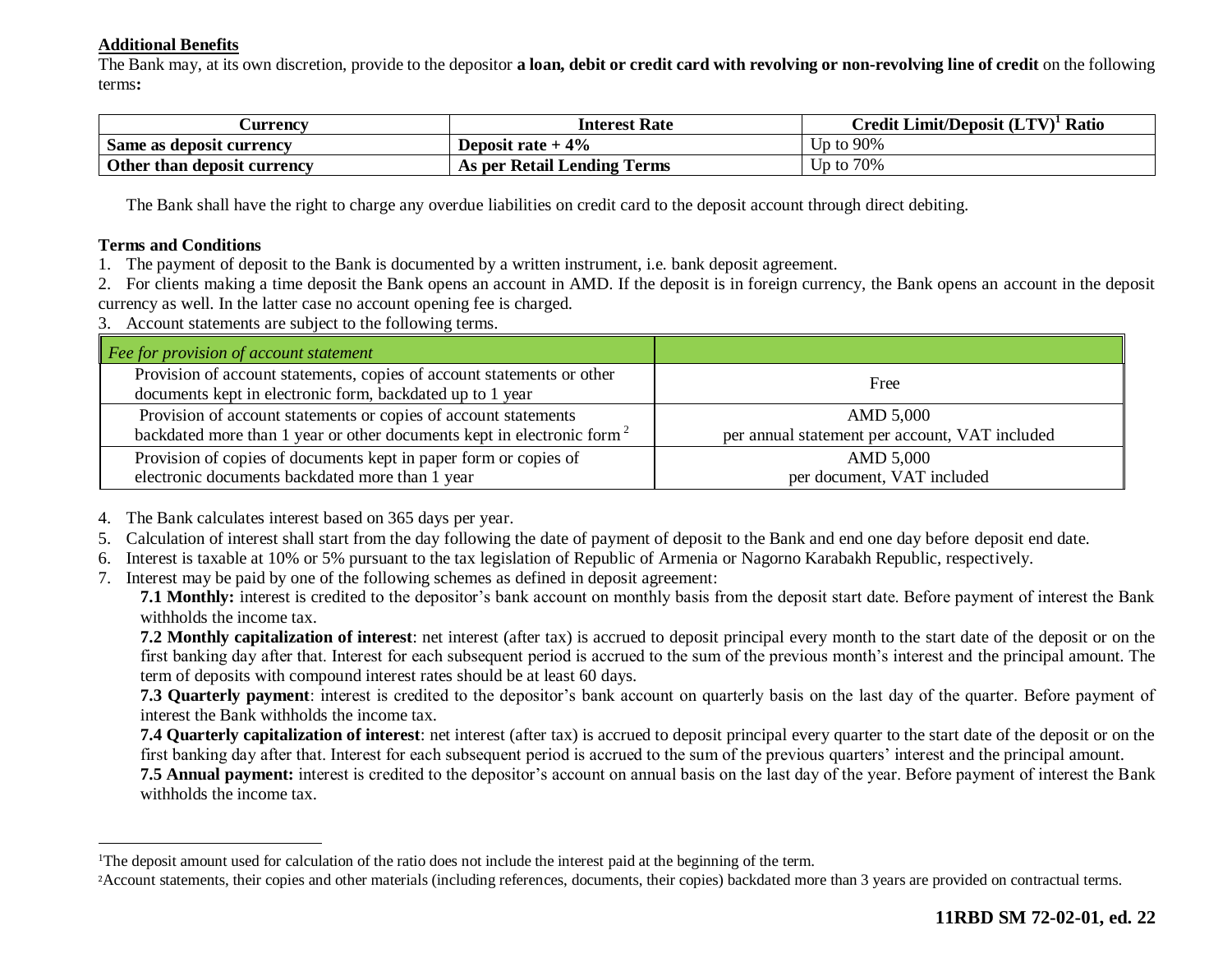**Additional Benefits**

The Bank may, at its own discretion, provide to the depositor **a loan, debit or credit card with revolving or non-revolving line of credit** on the following terms**:**

| Currency | Interest Rate | Credit Limit/Deposit (LTV)[1] Ratio |
|---|---|---|
| **Same as deposit currency** | **Deposit rate + 4%** | Up to 90% |
| **Other than deposit currency** | **As per Retail Lending Terms** | Up to 70% |

The Bank shall have the right to charge any overdue liabilities on credit card to the deposit account through direct debiting.

**Terms and Conditions**

1. The payment of deposit to the Bank is documented by a written instrument, i.e. bank deposit agreement.
2. For clients making a time deposit the Bank opens an account in AMD. If the deposit is in foreign currency, the Bank opens an account in the deposit currency as well. In the latter case no account opening fee is charged.
3. Account statements are subject to the following terms.

| *Fee for provision of account statement* | |
|---|---|
| Provision of account statements, copies of account statements or other documents kept in electronic form, backdated up to 1 year | Free |
| Provision of account statements or copies of account statements backdated more than 1 year or other documents kept in electronic form [2] | AMD 5,000 per annual statement per account, VAT included |
| Provision of copies of documents kept in paper form or copies of electronic documents backdated more than 1 year | AMD 5,000 per document, VAT included |

4. The Bank calculates interest based on 365 days per year.
5. Calculation of interest shall start from the day following the date of payment of deposit to the Bank and end one day before deposit end date.
6. Interest is taxable at 10% or 5% pursuant to the tax legislation of Republic of Armenia or Nagorno Karabakh Republic, respectively.
7. Interest may be paid by one of the following schemes as defined in deposit agreement:

   **7.1 Monthly:** interest is credited to the depositor's bank account on monthly basis from the deposit start date. Before payment of interest the Bank withholds the income tax.

   **7.2 Monthly capitalization of interest**: net interest (after tax) is accrued to deposit principal every month to the start date of the deposit or on the first banking day after that. Interest for each subsequent period is accrued to the sum of the previous month's interest and the principal amount. The term of deposits with compound interest rates should be at least 60 days.

   **7.3 Quarterly payment**: interest is credited to the depositor's bank account on quarterly basis on the last day of the quarter. Before payment of interest the Bank withholds the income tax.

   **7.4 Quarterly capitalization of interest**: net interest (after tax) is accrued to deposit principal every quarter to the start date of the deposit or on the first banking day after that. Interest for each subsequent period is accrued to the sum of the previous quarters' interest and the principal amount.

   **7.5 Annual payment:** interest is credited to the depositor's account on annual basis on the last day of the year. Before payment of interest the Bank withholds the income tax.

---

[1] The deposit amount used for calculation of the ratio does not include the interest paid at the beginning of the term.

[2] Account statements, their copies and other materials (including references, documents, their copies) backdated more than 3 years are provided on contractual terms.

**11RBD SM 72-02-01, ed. 22**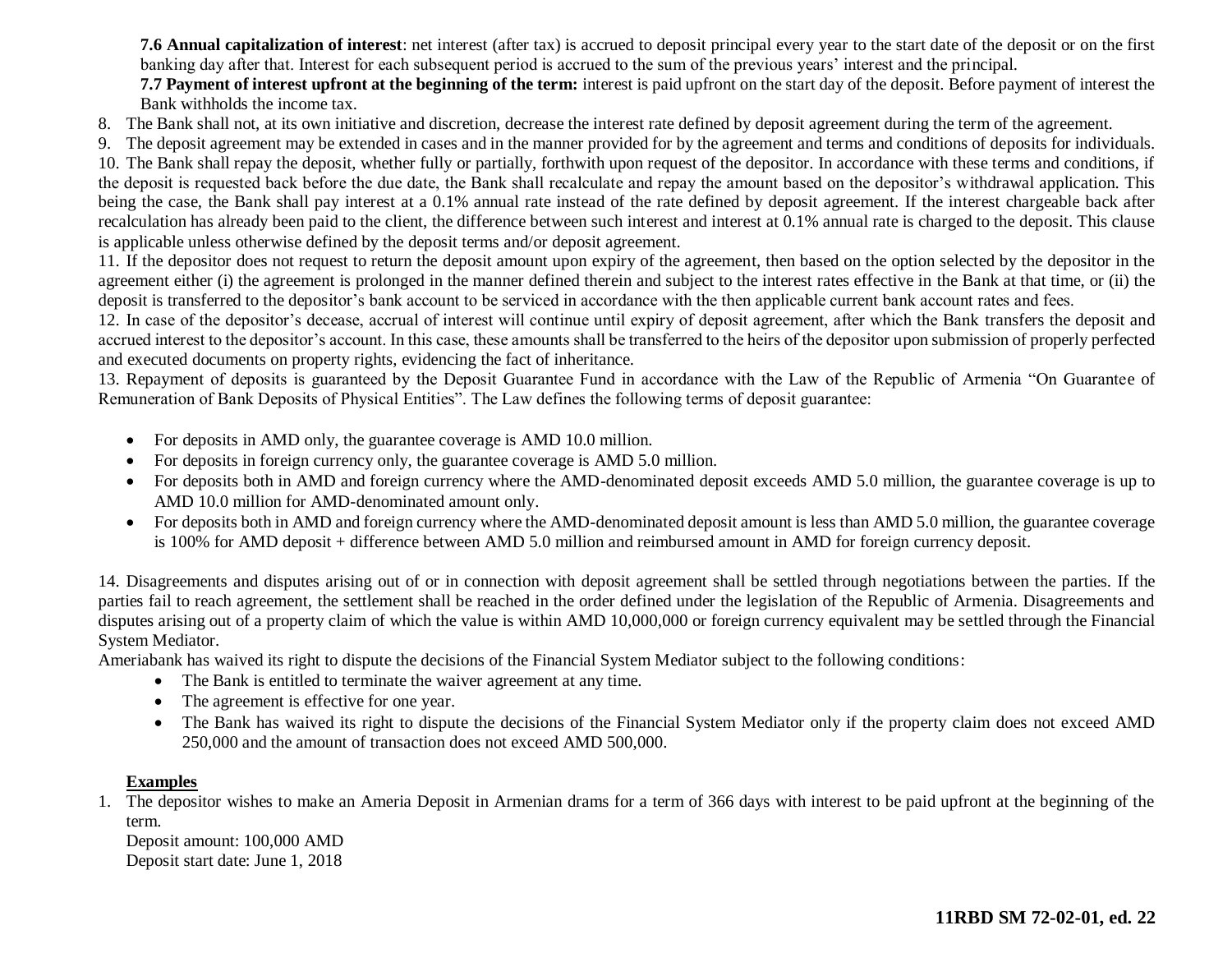**7.6 Annual capitalization of interest**: net interest (after tax) is accrued to deposit principal every year to the start date of the deposit or on the first banking day after that. Interest for each subsequent period is accrued to the sum of the previous years' interest and the principal.

**7.7 Payment of interest upfront at the beginning of the term:** interest is paid upfront on the start day of the deposit. Before payment of interest the Bank withholds the income tax.

8. The Bank shall not, at its own initiative and discretion, decrease the interest rate defined by deposit agreement during the term of the agreement.
9. The deposit agreement may be extended in cases and in the manner provided for by the agreement and terms and conditions of deposits for individuals.
10. The Bank shall repay the deposit, whether fully or partially, forthwith upon request of the depositor. In accordance with these terms and conditions, if the deposit is requested back before the due date, the Bank shall recalculate and repay the amount based on the depositor's withdrawal application. This being the case, the Bank shall pay interest at a 0.1% annual rate instead of the rate defined by deposit agreement. If the interest chargeable back after recalculation has already been paid to the client, the difference between such interest and interest at 0.1% annual rate is charged to the deposit. This clause is applicable unless otherwise defined by the deposit terms and/or deposit agreement.
11. If the depositor does not request to return the deposit amount upon expiry of the agreement, then based on the option selected by the depositor in the agreement either (i) the agreement is prolonged in the manner defined therein and subject to the interest rates effective in the Bank at that time, or (ii) the deposit is transferred to the depositor's bank account to be serviced in accordance with the then applicable current bank account rates and fees.
12. In case of the depositor's decease, accrual of interest will continue until expiry of deposit agreement, after which the Bank transfers the deposit and accrued interest to the depositor's account. In this case, these amounts shall be transferred to the heirs of the depositor upon submission of properly perfected and executed documents on property rights, evidencing the fact of inheritance.
13. Repayment of deposits is guaranteed by the Deposit Guarantee Fund in accordance with the Law of the Republic of Armenia "On Guarantee of Remuneration of Bank Deposits of Physical Entities". The Law defines the following terms of deposit guarantee:

- For deposits in AMD only, the guarantee coverage is AMD 10.0 million.
- For deposits in foreign currency only, the guarantee coverage is AMD 5.0 million.
- For deposits both in AMD and foreign currency where the AMD-denominated deposit exceeds AMD 5.0 million, the guarantee coverage is up to AMD 10.0 million for AMD-denominated amount only.
- For deposits both in AMD and foreign currency where the AMD-denominated deposit amount is less than AMD 5.0 million, the guarantee coverage is 100% for AMD deposit + difference between AMD 5.0 million and reimbursed amount in AMD for foreign currency deposit.

14. Disagreements and disputes arising out of or in connection with deposit agreement shall be settled through negotiations between the parties. If the parties fail to reach agreement, the settlement shall be reached in the order defined under the legislation of the Republic of Armenia. Disagreements and disputes arising out of a property claim of which the value is within AMD 10,000,000 or foreign currency equivalent may be settled through the Financial System Mediator.

Ameriabank has waived its right to dispute the decisions of the Financial System Mediator subject to the following conditions:

- The Bank is entitled to terminate the waiver agreement at any time.
- The agreement is effective for one year.
- The Bank has waived its right to dispute the decisions of the Financial System Mediator only if the property claim does not exceed AMD 250,000 and the amount of transaction does not exceed AMD 500,000.

**Examples**

1. The depositor wishes to make an Ameria Deposit in Armenian drams for a term of 366 days with interest to be paid upfront at the beginning of the term.
   Deposit amount: 100,000 AMD
   Deposit start date: June 1, 2018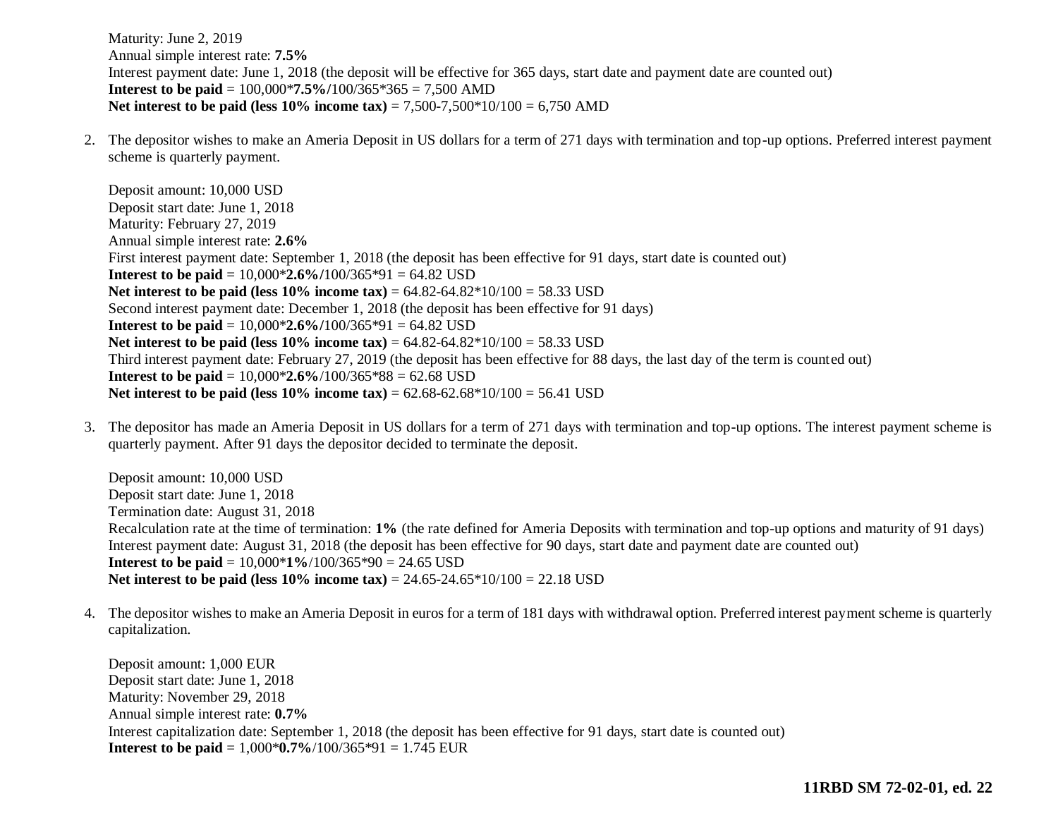Maturity: June 2, 2019
Annual simple interest rate: **7.5%**
Interest payment date: June 1, 2018 (the deposit will be effective for 365 days, start date and payment date are counted out)
**Interest to be paid** = 100,000***7.5%/**100/365*365 = 7,500 AMD
**Net interest to be paid (less 10% income tax)** = 7,500-7,500*10/100 = 6,750 AMD

2. The depositor wishes to make an Ameria Deposit in US dollars for a term of 271 days with termination and top-up options. Preferred interest payment scheme is quarterly payment.

   Deposit amount: 10,000 USD
   Deposit start date: June 1, 2018
   Maturity: February 27, 2019
   Annual simple interest rate: **2.6%**
   First interest payment date: September 1, 2018 (the deposit has been effective for 91 days, start date is counted out)
   **Interest to be paid** = 10,000***2.6%/**100/365*91 = 64.82 USD
   **Net interest to be paid (less 10% income tax)** = 64.82-64.82*10/100 = 58.33 USD
   Second interest payment date: December 1, 2018 (the deposit has been effective for 91 days)
   **Interest to be paid** = 10,000***2.6%/**100/365*91 = 64.82 USD
   **Net interest to be paid (less 10% income tax)** = 64.82-64.82*10/100 = 58.33 USD
   Third interest payment date: February 27, 2019 (the deposit has been effective for 88 days, the last day of the term is counted out)
   **Interest to be paid** = 10,000***2.6%**/100/365*88 = 62.68 USD
   **Net interest to be paid (less 10% income tax)** = 62.68-62.68*10/100 = 56.41 USD

3. The depositor has made an Ameria Deposit in US dollars for a term of 271 days with termination and top-up options. The interest payment scheme is quarterly payment. After 91 days the depositor decided to terminate the deposit.

   Deposit amount: 10,000 USD
   Deposit start date: June 1, 2018
   Termination date: August 31, 2018
   Recalculation rate at the time of termination: **1%** (the rate defined for Ameria Deposits with termination and top-up options and maturity of 91 days)
   Interest payment date: August 31, 2018 (the deposit has been effective for 90 days, start date and payment date are counted out)
   **Interest to be paid** = 10,000***1%**/100/365*90 = 24.65 USD
   **Net interest to be paid (less 10% income tax)** = 24.65-24.65*10/100 = 22.18 USD

4. The depositor wishes to make an Ameria Deposit in euros for a term of 181 days with withdrawal option. Preferred interest payment scheme is quarterly capitalization.

   Deposit amount: 1,000 EUR
   Deposit start date: June 1, 2018
   Maturity: November 29, 2018
   Annual simple interest rate: **0.7%**
   Interest capitalization date: September 1, 2018 (the deposit has been effective for 91 days, start date is counted out)
   **Interest to be paid** = 1,000***0.7%**/100/365*91 = 1.745 EUR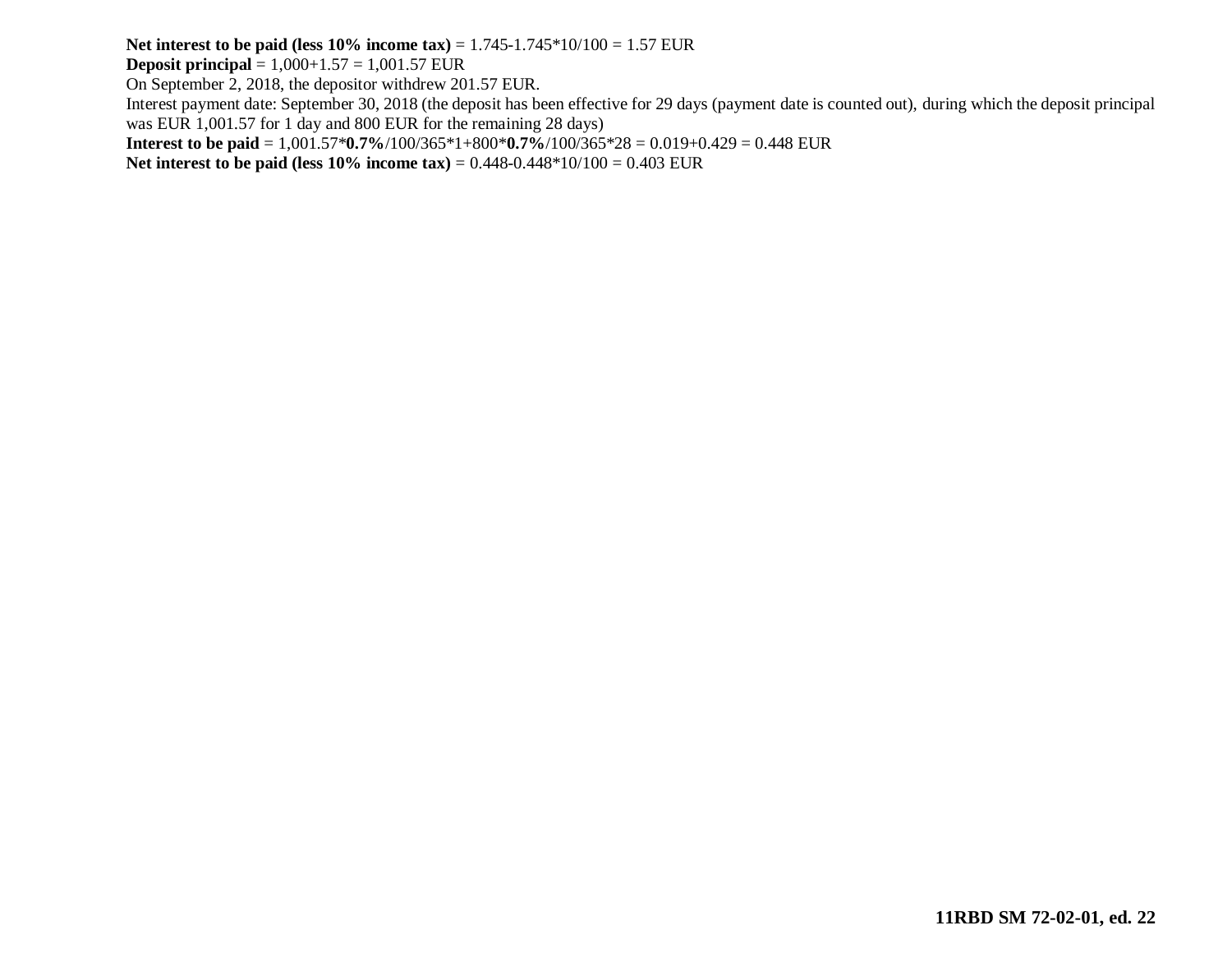**Net interest to be paid (less 10% income tax)** = 1.745-1.745*10/100 = 1.57 EUR
**Deposit principal** = 1,000+1.57 = 1,001.57 EUR
On September 2, 2018, the depositor withdrew 201.57 EUR.
Interest payment date: September 30, 2018 (the deposit has been effective for 29 days (payment date is counted out), during which the deposit principal was EUR 1,001.57 for 1 day and 800 EUR for the remaining 28 days)
**Interest to be paid** = 1,001.57***0.7%**/100/365*1+800***0.7%**/100/365*28 = 0.019+0.429 = 0.448 EUR
**Net interest to be paid (less 10% income tax)** = 0.448-0.448*10/100 = 0.403 EUR

**11RBD SM 72-02-01, ed. 22**